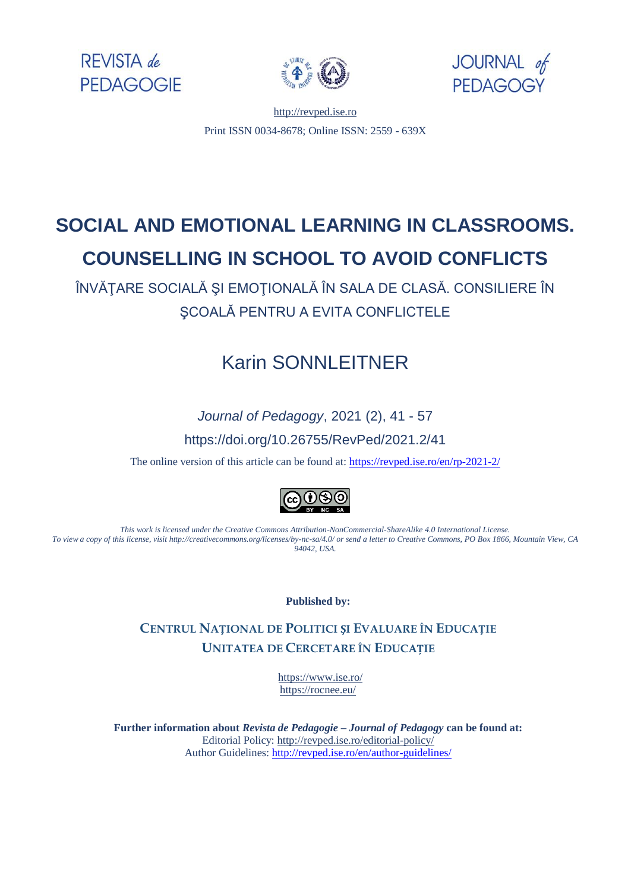REVISTA *de* PEDAGOGIE

JOURNAL *of* PEDAGOGY

http://revped.ise.ro

Print ISSN 0034-8678; Online ISSN: 2559 - 639X

# SOCIAL AND EMOTIONAL LEARNING IN CLASSROOMS. COUNSELLING IN SCHOOL TO AVOID CONFLICTS

ÎNVĂŢARE SOCIALĂ ŞI EMOŢIONALĂ ÎN SALA DE CLASĂ. CONSILIERE ÎN ŞCOALĂ PENTRU A EVITA CONFLICTELE

## Karin SONNLEITNER

*Journal of Pedagogy*, 2021 (2), 41 - 57

https://doi.org/10.26755/RevPed/2021.2/41

The online version of this article can be found at: https://revped.ise.ro/en/rp-2021-2/

*This work is licensed under the Creative Commons Attribution-NonCommercial-ShareAlike 4.0 International License. To view a copy of this license, visit http://creativecommons.org/licenses/by-nc-sa/4.0/ or send a letter to Creative Commons, PO Box 1866, Mountain View, CA 94042, USA.*

**Published by:**

**CENTRUL NAȚIONAL DE POLITICI ȘI EVALUARE ÎN EDUCAȚIE**
**UNITATEA DE CERCETARE ÎN EDUCAȚIE**

https://www.ise.ro/
https://rocnee.eu/

**Further information about *Revista de Pedagogie – Journal of Pedagogy* can be found at:**
Editorial Policy: http://revped.ise.ro/editorial-policy/
Author Guidelines: http://revped.ise.ro/en/author-guidelines/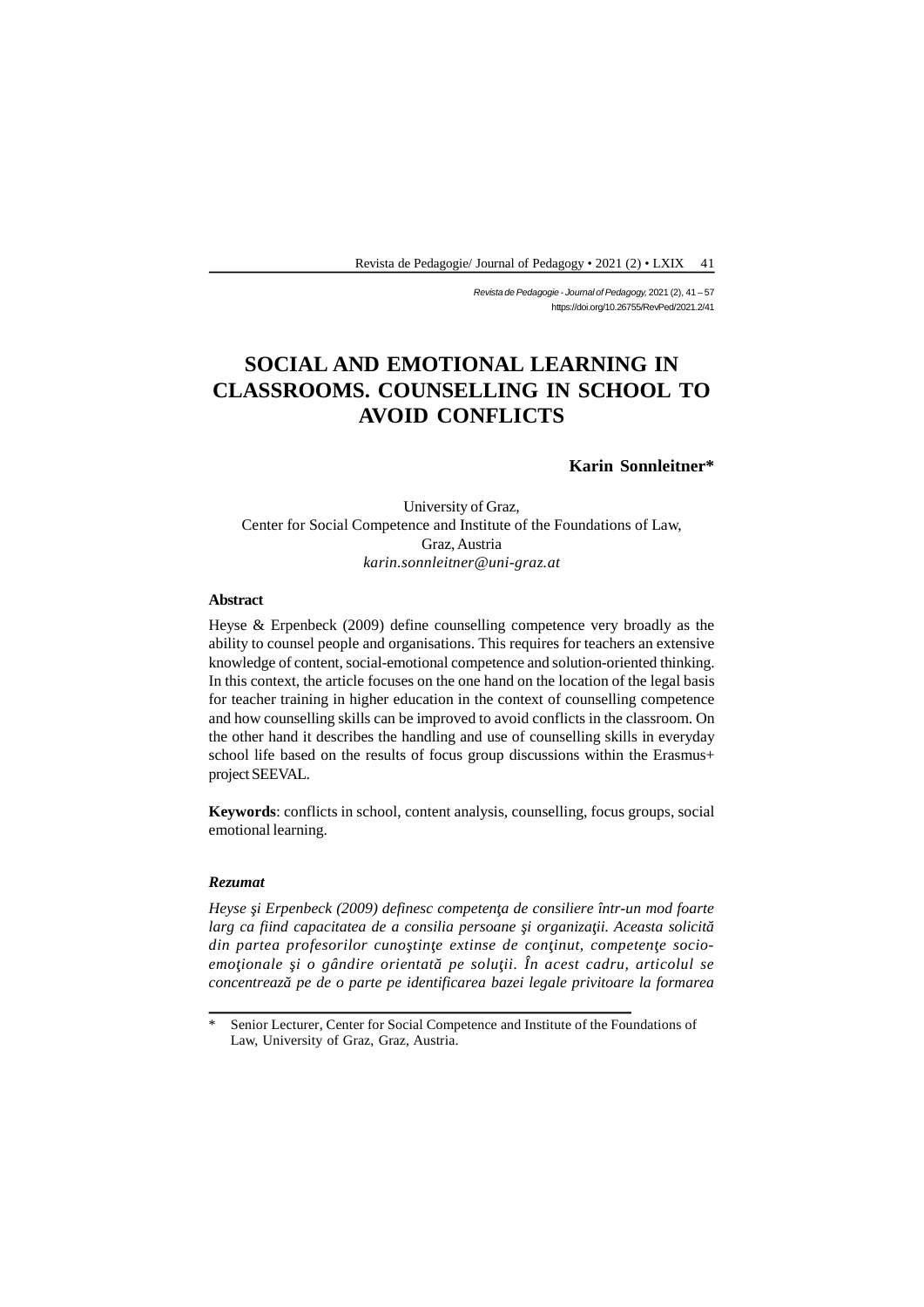# SOCIAL AND EMOTIONAL LEARNING IN CLASSROOMS. COUNSELLING IN SCHOOL TO AVOID CONFLICTS

**Karin Sonnleitner***

University of Graz,
Center for Social Competence and Institute of the Foundations of Law,
Graz, Austria
*karin.sonnleitner@uni-graz.at*

**Abstract**

Heyse & Erpenbeck (2009) define counselling competence very broadly as the ability to counsel people and organisations. This requires for teachers an extensive knowledge of content, social-emotional competence and solution-oriented thinking. In this context, the article focuses on the one hand on the location of the legal basis for teacher training in higher education in the context of counselling competence and how counselling skills can be improved to avoid conflicts in the classroom. On the other hand it describes the handling and use of counselling skills in everyday school life based on the results of focus group discussions within the Erasmus+ project SEEVAL.

**Keywords**: conflicts in school, content analysis, counselling, focus groups, social emotional learning.

***Rezumat***

*Heyse şi Erpenbeck (2009) definesc competenţa de consiliere într-un mod foarte larg ca fiind capacitatea de a consilia persoane şi organizaţii. Aceasta solicită din partea profesorilor cunoştinţe extinse de conţinut, competenţe socio-emoţionale şi o gândire orientată pe soluţii. În acest cadru, articolul se concentrează pe de o parte pe identificarea bazei legale privitoare la formarea*

---

\* Senior Lecturer, Center for Social Competence and Institute of the Foundations of Law, University of Graz, Graz, Austria.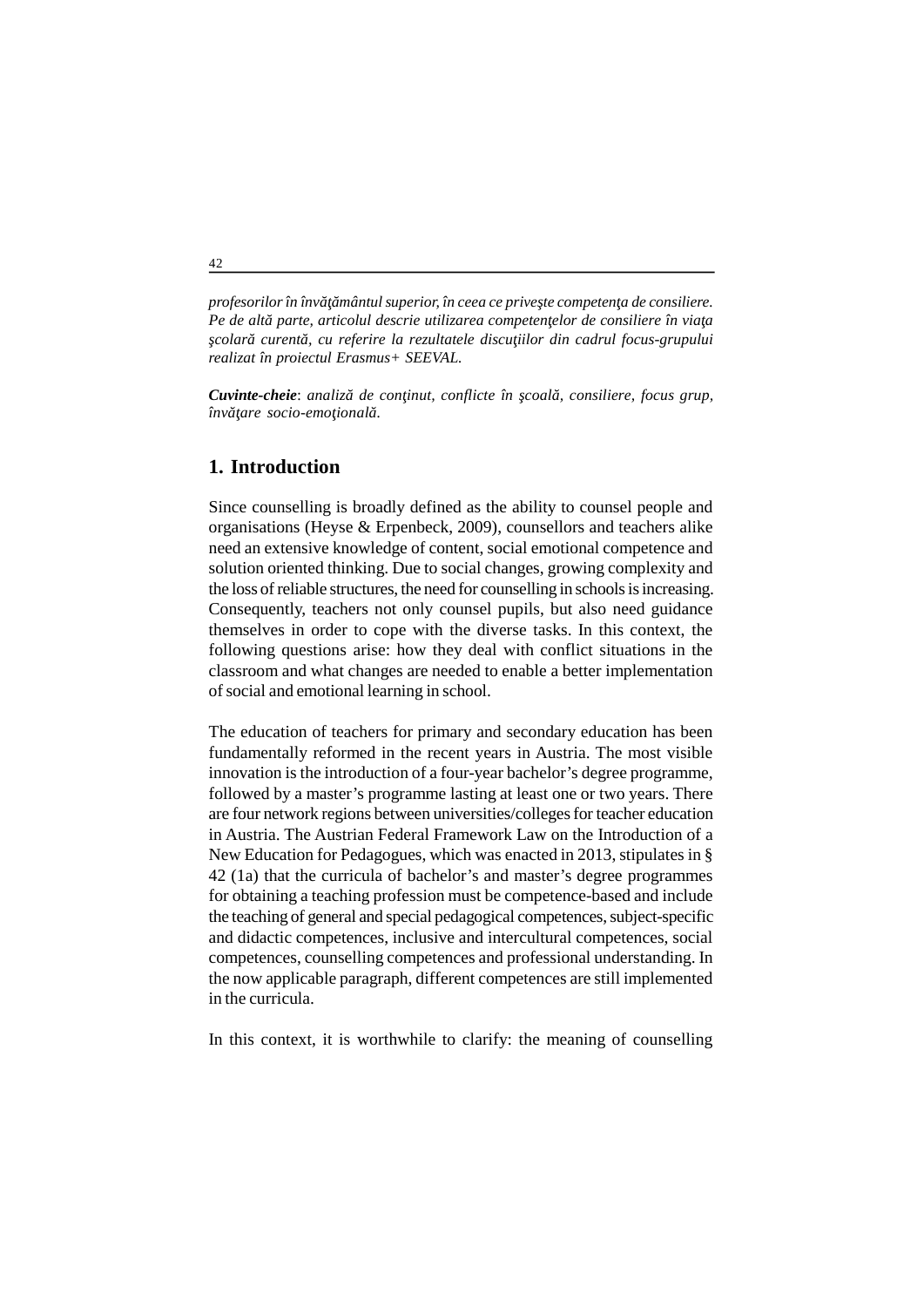*profesorilor în învăţământul superior, în ceea ce priveşte competenţa de consiliere. Pe de altă parte, articolul descrie utilizarea competenţelor de consiliere în viaţa şcolară curentă, cu referire la rezultatele discuţiilor din cadrul focus-grupului realizat în proiectul Erasmus+ SEEVAL.*

***Cuvinte-cheie***: *analiză de conţinut, conflicte în şcoală, consiliere, focus grup, învăţare socio-emoţională.*

## 1. Introduction

Since counselling is broadly defined as the ability to counsel people and organisations (Heyse & Erpenbeck, 2009), counsellors and teachers alike need an extensive knowledge of content, social emotional competence and solution oriented thinking. Due to social changes, growing complexity and the loss of reliable structures, the need for counselling in schools is increasing. Consequently, teachers not only counsel pupils, but also need guidance themselves in order to cope with the diverse tasks. In this context, the following questions arise: how they deal with conflict situations in the classroom and what changes are needed to enable a better implementation of social and emotional learning in school.

The education of teachers for primary and secondary education has been fundamentally reformed in the recent years in Austria. The most visible innovation is the introduction of a four-year bachelor's degree programme, followed by a master's programme lasting at least one or two years. There are four network regions between universities/colleges for teacher education in Austria. The Austrian Federal Framework Law on the Introduction of a New Education for Pedagogues, which was enacted in 2013, stipulates in § 42 (1a) that the curricula of bachelor's and master's degree programmes for obtaining a teaching profession must be competence-based and include the teaching of general and special pedagogical competences, subject-specific and didactic competences, inclusive and intercultural competences, social competences, counselling competences and professional understanding. In the now applicable paragraph, different competences are still implemented in the curricula.

In this context, it is worthwhile to clarify: the meaning of counselling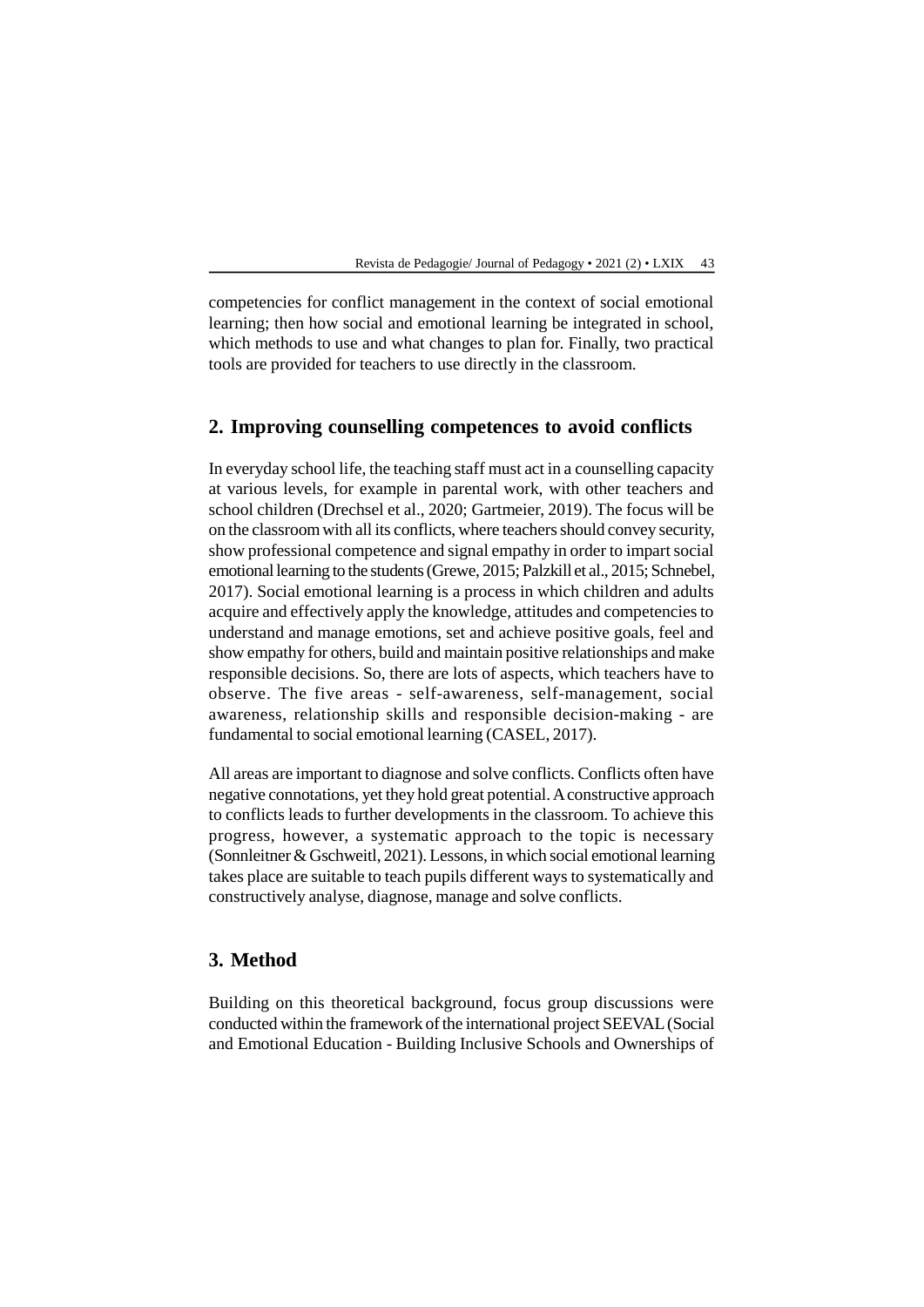competencies for conflict management in the context of social emotional learning; then how social and emotional learning be integrated in school, which methods to use and what changes to plan for. Finally, two practical tools are provided for teachers to use directly in the classroom.

## 2. Improving counselling competences to avoid conflicts

In everyday school life, the teaching staff must act in a counselling capacity at various levels, for example in parental work, with other teachers and school children (Drechsel et al., 2020; Gartmeier, 2019). The focus will be on the classroom with all its conflicts, where teachers should convey security, show professional competence and signal empathy in order to impart social emotional learning to the students (Grewe, 2015; Palzkill et al., 2015; Schnebel, 2017). Social emotional learning is a process in which children and adults acquire and effectively apply the knowledge, attitudes and competencies to understand and manage emotions, set and achieve positive goals, feel and show empathy for others, build and maintain positive relationships and make responsible decisions. So, there are lots of aspects, which teachers have to observe. The five areas - self-awareness, self-management, social awareness, relationship skills and responsible decision-making - are fundamental to social emotional learning (CASEL, 2017).

All areas are important to diagnose and solve conflicts. Conflicts often have negative connotations, yet they hold great potential. A constructive approach to conflicts leads to further developments in the classroom. To achieve this progress, however, a systematic approach to the topic is necessary (Sonnleitner & Gschweitl, 2021). Lessons, in which social emotional learning takes place are suitable to teach pupils different ways to systematically and constructively analyse, diagnose, manage and solve conflicts.

## 3. Method

Building on this theoretical background, focus group discussions were conducted within the framework of the international project SEEVAL (Social and Emotional Education - Building Inclusive Schools and Ownerships of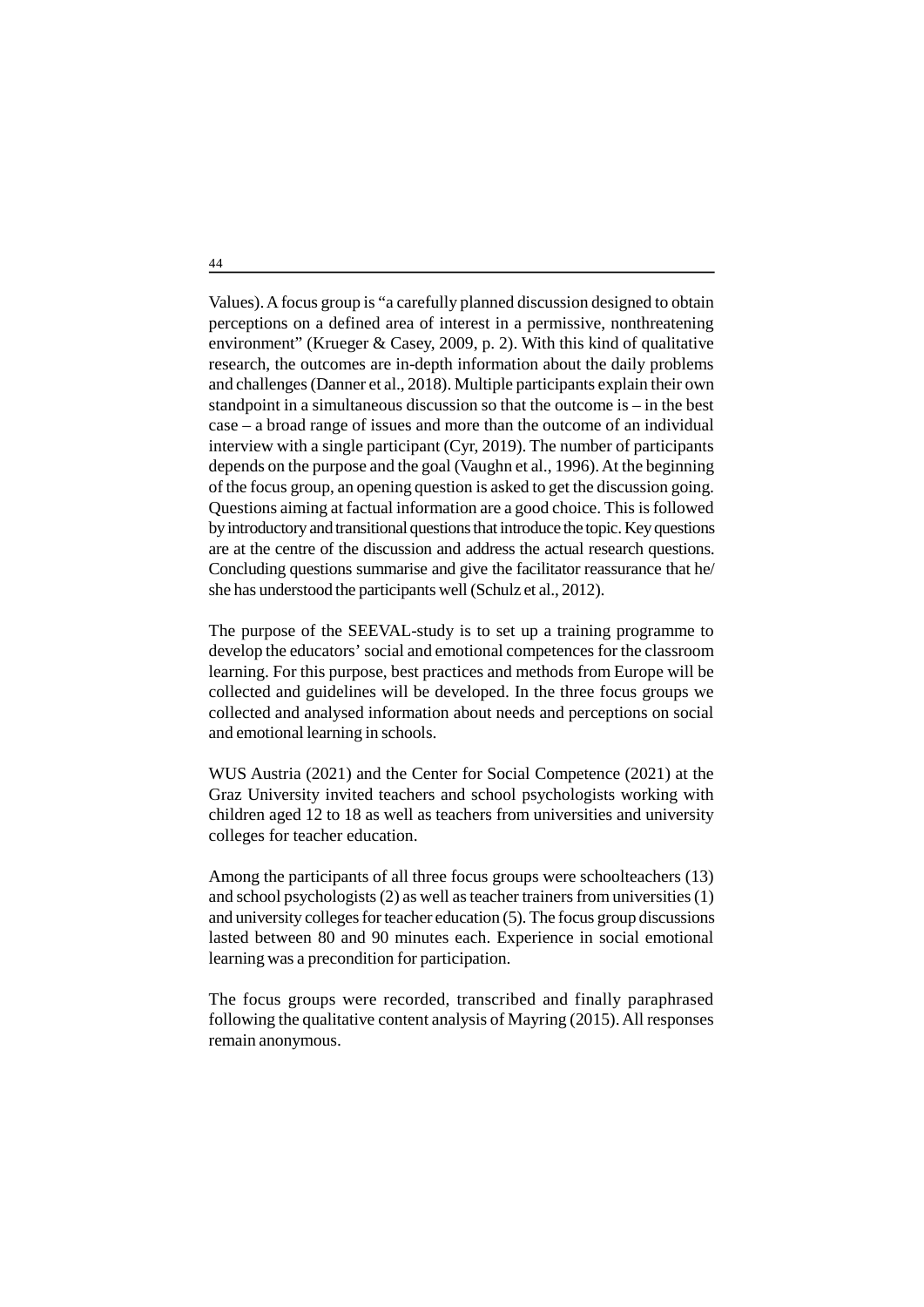Values). A focus group is "a carefully planned discussion designed to obtain perceptions on a defined area of interest in a permissive, nonthreatening environment" (Krueger & Casey, 2009, p. 2). With this kind of qualitative research, the outcomes are in-depth information about the daily problems and challenges (Danner et al., 2018). Multiple participants explain their own standpoint in a simultaneous discussion so that the outcome is – in the best case – a broad range of issues and more than the outcome of an individual interview with a single participant (Cyr, 2019). The number of participants depends on the purpose and the goal (Vaughn et al., 1996). At the beginning of the focus group, an opening question is asked to get the discussion going. Questions aiming at factual information are a good choice. This is followed by introductory and transitional questions that introduce the topic. Key questions are at the centre of the discussion and address the actual research questions. Concluding questions summarise and give the facilitator reassurance that he/she has understood the participants well (Schulz et al., 2012).

The purpose of the SEEVAL-study is to set up a training programme to develop the educators' social and emotional competences for the classroom learning. For this purpose, best practices and methods from Europe will be collected and guidelines will be developed. In the three focus groups we collected and analysed information about needs and perceptions on social and emotional learning in schools.

WUS Austria (2021) and the Center for Social Competence (2021) at the Graz University invited teachers and school psychologists working with children aged 12 to 18 as well as teachers from universities and university colleges for teacher education.

Among the participants of all three focus groups were schoolteachers (13) and school psychologists (2) as well as teacher trainers from universities (1) and university colleges for teacher education (5). The focus group discussions lasted between 80 and 90 minutes each. Experience in social emotional learning was a precondition for participation.

The focus groups were recorded, transcribed and finally paraphrased following the qualitative content analysis of Mayring (2015). All responses remain anonymous.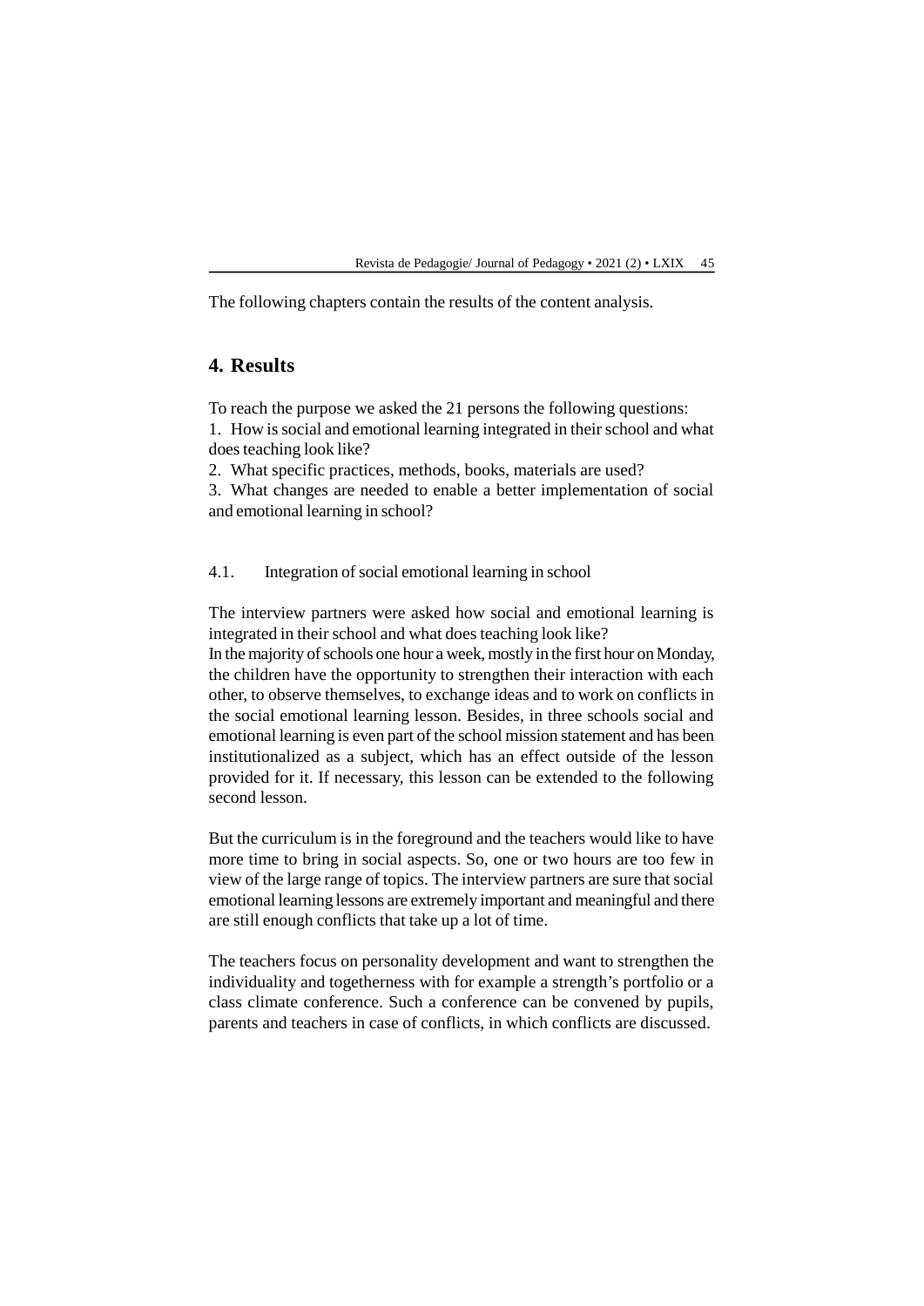The following chapters contain the results of the content analysis.

## 4. Results

To reach the purpose we asked the 21 persons the following questions:

1. How is social and emotional learning integrated in their school and what does teaching look like?
2. What specific practices, methods, books, materials are used?
3. What changes are needed to enable a better implementation of social and emotional learning in school?

### 4.1. Integration of social emotional learning in school

The interview partners were asked how social and emotional learning is integrated in their school and what does teaching look like?
In the majority of schools one hour a week, mostly in the first hour on Monday, the children have the opportunity to strengthen their interaction with each other, to observe themselves, to exchange ideas and to work on conflicts in the social emotional learning lesson. Besides, in three schools social and emotional learning is even part of the school mission statement and has been institutionalized as a subject, which has an effect outside of the lesson provided for it. If necessary, this lesson can be extended to the following second lesson.

But the curriculum is in the foreground and the teachers would like to have more time to bring in social aspects. So, one or two hours are too few in view of the large range of topics. The interview partners are sure that social emotional learning lessons are extremely important and meaningful and there are still enough conflicts that take up a lot of time.

The teachers focus on personality development and want to strengthen the individuality and togetherness with for example a strength's portfolio or a class climate conference. Such a conference can be convened by pupils, parents and teachers in case of conflicts, in which conflicts are discussed.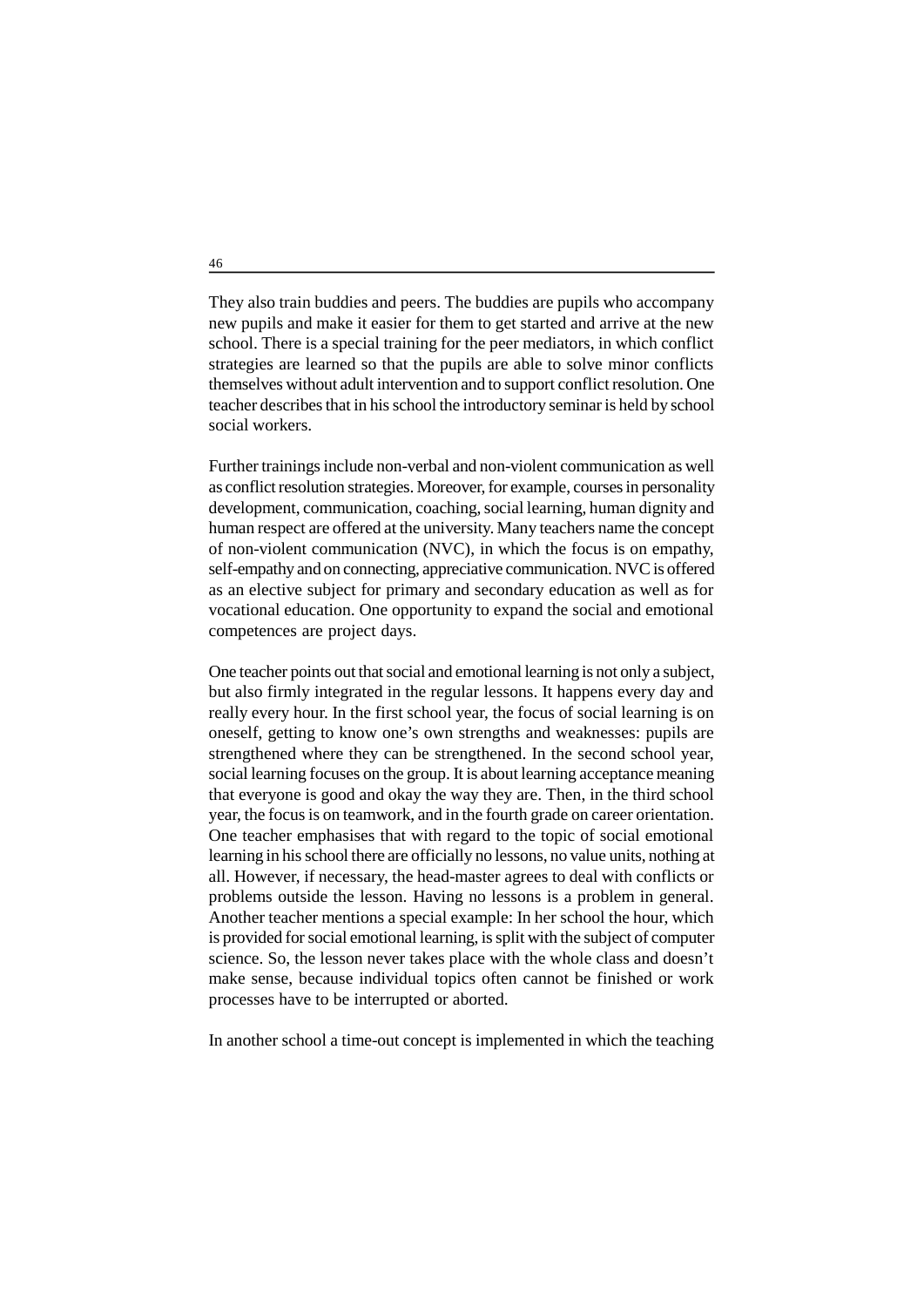They also train buddies and peers. The buddies are pupils who accompany new pupils and make it easier for them to get started and arrive at the new school. There is a special training for the peer mediators, in which conflict strategies are learned so that the pupils are able to solve minor conflicts themselves without adult intervention and to support conflict resolution. One teacher describes that in his school the introductory seminar is held by school social workers.

Further trainings include non-verbal and non-violent communication as well as conflict resolution strategies. Moreover, for example, courses in personality development, communication, coaching, social learning, human dignity and human respect are offered at the university. Many teachers name the concept of non-violent communication (NVC), in which the focus is on empathy, self-empathy and on connecting, appreciative communication. NVC is offered as an elective subject for primary and secondary education as well as for vocational education. One opportunity to expand the social and emotional competences are project days.

One teacher points out that social and emotional learning is not only a subject, but also firmly integrated in the regular lessons. It happens every day and really every hour. In the first school year, the focus of social learning is on oneself, getting to know one's own strengths and weaknesses: pupils are strengthened where they can be strengthened. In the second school year, social learning focuses on the group. It is about learning acceptance meaning that everyone is good and okay the way they are. Then, in the third school year, the focus is on teamwork, and in the fourth grade on career orientation. One teacher emphasises that with regard to the topic of social emotional learning in his school there are officially no lessons, no value units, nothing at all. However, if necessary, the head-master agrees to deal with conflicts or problems outside the lesson. Having no lessons is a problem in general. Another teacher mentions a special example: In her school the hour, which is provided for social emotional learning, is split with the subject of computer science. So, the lesson never takes place with the whole class and doesn't make sense, because individual topics often cannot be finished or work processes have to be interrupted or aborted.

In another school a time-out concept is implemented in which the teaching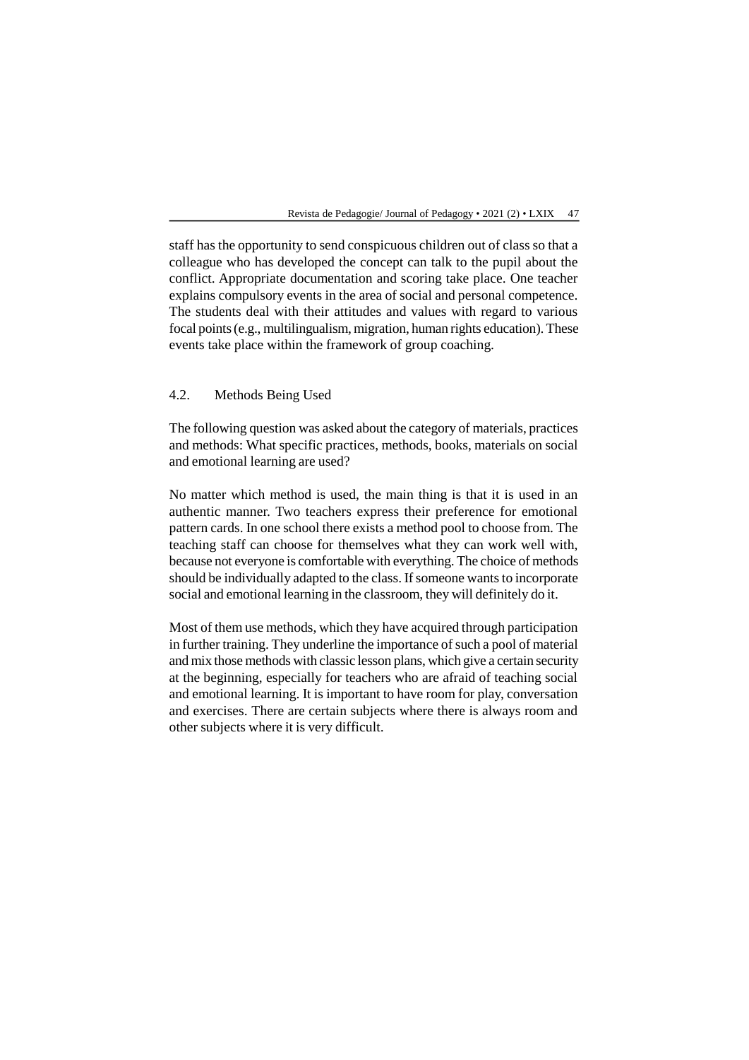staff has the opportunity to send conspicuous children out of class so that a colleague who has developed the concept can talk to the pupil about the conflict. Appropriate documentation and scoring take place. One teacher explains compulsory events in the area of social and personal competence. The students deal with their attitudes and values with regard to various focal points (e.g., multilingualism, migration, human rights education). These events take place within the framework of group coaching.

### 4.2. Methods Being Used

The following question was asked about the category of materials, practices and methods: What specific practices, methods, books, materials on social and emotional learning are used?

No matter which method is used, the main thing is that it is used in an authentic manner. Two teachers express their preference for emotional pattern cards. In one school there exists a method pool to choose from. The teaching staff can choose for themselves what they can work well with, because not everyone is comfortable with everything. The choice of methods should be individually adapted to the class. If someone wants to incorporate social and emotional learning in the classroom, they will definitely do it.

Most of them use methods, which they have acquired through participation in further training. They underline the importance of such a pool of material and mix those methods with classic lesson plans, which give a certain security at the beginning, especially for teachers who are afraid of teaching social and emotional learning. It is important to have room for play, conversation and exercises. There are certain subjects where there is always room and other subjects where it is very difficult.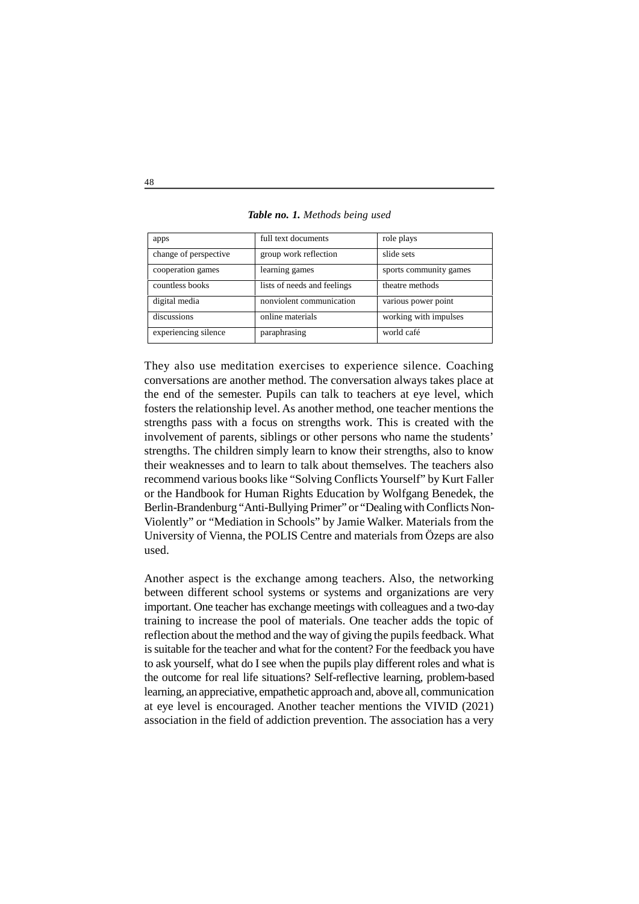***Table no. 1.*** *Methods being used*

| | | |
|---|---|---|
| apps | full text documents | role plays |
| change of perspective | group work reflection | slide sets |
| cooperation games | learning games | sports community games |
| countless books | lists of needs and feelings | theatre methods |
| digital media | nonviolent communication | various power point |
| discussions | online materials | working with impulses |
| experiencing silence | paraphrasing | world café |

They also use meditation exercises to experience silence. Coaching conversations are another method. The conversation always takes place at the end of the semester. Pupils can talk to teachers at eye level, which fosters the relationship level. As another method, one teacher mentions the strengths pass with a focus on strengths work. This is created with the involvement of parents, siblings or other persons who name the students' strengths. The children simply learn to know their strengths, also to know their weaknesses and to learn to talk about themselves. The teachers also recommend various books like "Solving Conflicts Yourself" by Kurt Faller or the Handbook for Human Rights Education by Wolfgang Benedek, the Berlin-Brandenburg "Anti-Bullying Primer" or "Dealing with Conflicts Non-Violently" or "Mediation in Schools" by Jamie Walker. Materials from the University of Vienna, the POLIS Centre and materials from Özeps are also used.

Another aspect is the exchange among teachers. Also, the networking between different school systems or systems and organizations are very important. One teacher has exchange meetings with colleagues and a two-day training to increase the pool of materials. One teacher adds the topic of reflection about the method and the way of giving the pupils feedback. What is suitable for the teacher and what for the content? For the feedback you have to ask yourself, what do I see when the pupils play different roles and what is the outcome for real life situations? Self-reflective learning, problem-based learning, an appreciative, empathetic approach and, above all, communication at eye level is encouraged. Another teacher mentions the VIVID (2021) association in the field of addiction prevention. The association has a very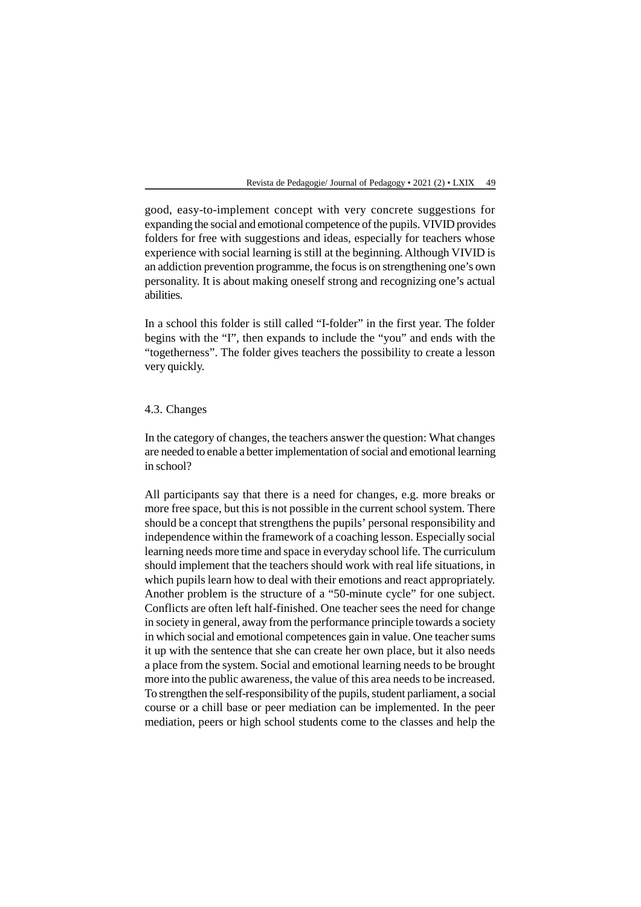good, easy-to-implement concept with very concrete suggestions for expanding the social and emotional competence of the pupils. VIVID provides folders for free with suggestions and ideas, especially for teachers whose experience with social learning is still at the beginning. Although VIVID is an addiction prevention programme, the focus is on strengthening one's own personality. It is about making oneself strong and recognizing one's actual abilities.

In a school this folder is still called "I-folder" in the first year. The folder begins with the "I", then expands to include the "you" and ends with the "togetherness". The folder gives teachers the possibility to create a lesson very quickly.

### 4.3. Changes

In the category of changes, the teachers answer the question: What changes are needed to enable a better implementation of social and emotional learning in school?

All participants say that there is a need for changes, e.g. more breaks or more free space, but this is not possible in the current school system. There should be a concept that strengthens the pupils' personal responsibility and independence within the framework of a coaching lesson. Especially social learning needs more time and space in everyday school life. The curriculum should implement that the teachers should work with real life situations, in which pupils learn how to deal with their emotions and react appropriately. Another problem is the structure of a "50-minute cycle" for one subject. Conflicts are often left half-finished. One teacher sees the need for change in society in general, away from the performance principle towards a society in which social and emotional competences gain in value. One teacher sums it up with the sentence that she can create her own place, but it also needs a place from the system. Social and emotional learning needs to be brought more into the public awareness, the value of this area needs to be increased. To strengthen the self-responsibility of the pupils, student parliament, a social course or a chill base or peer mediation can be implemented. In the peer mediation, peers or high school students come to the classes and help the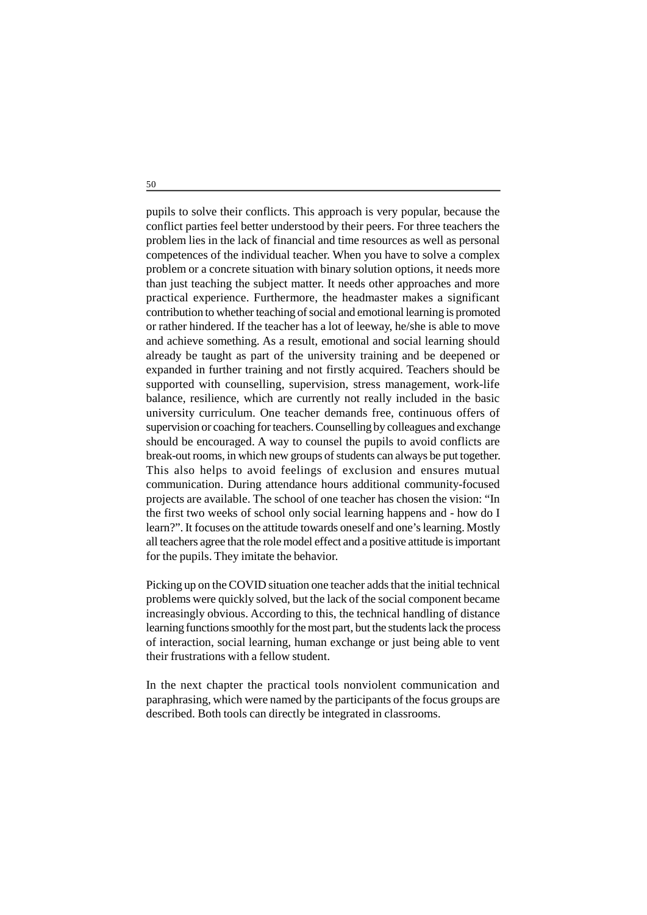pupils to solve their conflicts. This approach is very popular, because the conflict parties feel better understood by their peers. For three teachers the problem lies in the lack of financial and time resources as well as personal competences of the individual teacher. When you have to solve a complex problem or a concrete situation with binary solution options, it needs more than just teaching the subject matter. It needs other approaches and more practical experience. Furthermore, the headmaster makes a significant contribution to whether teaching of social and emotional learning is promoted or rather hindered. If the teacher has a lot of leeway, he/she is able to move and achieve something. As a result, emotional and social learning should already be taught as part of the university training and be deepened or expanded in further training and not firstly acquired. Teachers should be supported with counselling, supervision, stress management, work-life balance, resilience, which are currently not really included in the basic university curriculum. One teacher demands free, continuous offers of supervision or coaching for teachers. Counselling by colleagues and exchange should be encouraged. A way to counsel the pupils to avoid conflicts are break-out rooms, in which new groups of students can always be put together. This also helps to avoid feelings of exclusion and ensures mutual communication. During attendance hours additional community-focused projects are available. The school of one teacher has chosen the vision: "In the first two weeks of school only social learning happens and - how do I learn?". It focuses on the attitude towards oneself and one's learning. Mostly all teachers agree that the role model effect and a positive attitude is important for the pupils. They imitate the behavior.

Picking up on the COVID situation one teacher adds that the initial technical problems were quickly solved, but the lack of the social component became increasingly obvious. According to this, the technical handling of distance learning functions smoothly for the most part, but the students lack the process of interaction, social learning, human exchange or just being able to vent their frustrations with a fellow student.

In the next chapter the practical tools nonviolent communication and paraphrasing, which were named by the participants of the focus groups are described. Both tools can directly be integrated in classrooms.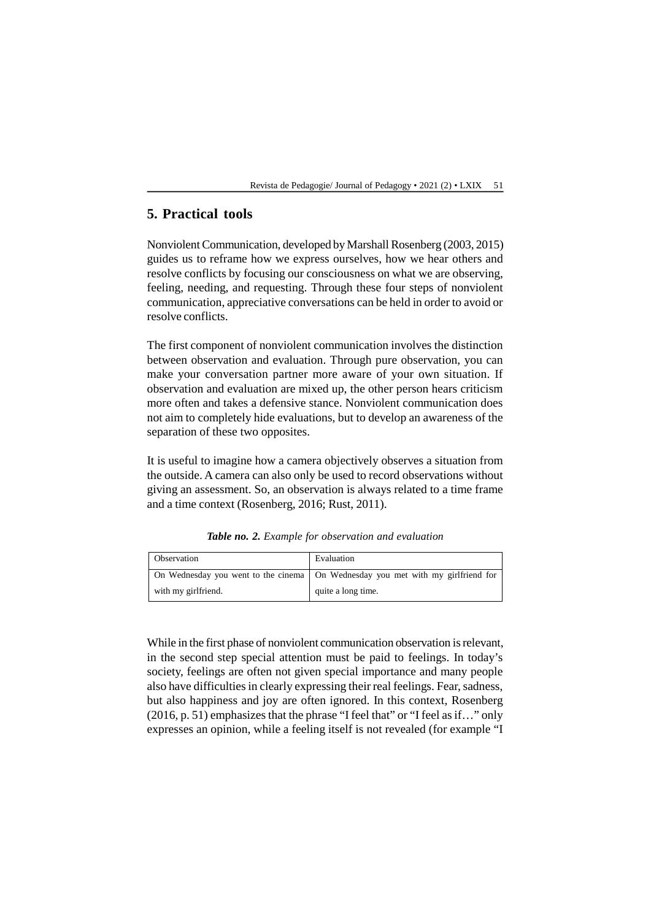## 5. Practical tools

Nonviolent Communication, developed by Marshall Rosenberg (2003, 2015) guides us to reframe how we express ourselves, how we hear others and resolve conflicts by focusing our consciousness on what we are observing, feeling, needing, and requesting. Through these four steps of nonviolent communication, appreciative conversations can be held in order to avoid or resolve conflicts.

The first component of nonviolent communication involves the distinction between observation and evaluation. Through pure observation, you can make your conversation partner more aware of your own situation. If observation and evaluation are mixed up, the other person hears criticism more often and takes a defensive stance. Nonviolent communication does not aim to completely hide evaluations, but to develop an awareness of the separation of these two opposites.

It is useful to imagine how a camera objectively observes a situation from the outside. A camera can also only be used to record observations without giving an assessment. So, an observation is always related to a time frame and a time context (Rosenberg, 2016; Rust, 2011).

***Table no. 2.*** *Example for observation and evaluation*

| Observation | Evaluation |
|---|---|
| On Wednesday you went to the cinema with my girlfriend. | On Wednesday you met with my girlfriend for quite a long time. |

While in the first phase of nonviolent communication observation is relevant, in the second step special attention must be paid to feelings. In today's society, feelings are often not given special importance and many people also have difficulties in clearly expressing their real feelings. Fear, sadness, but also happiness and joy are often ignored. In this context, Rosenberg (2016, p. 51) emphasizes that the phrase "I feel that" or "I feel as if…" only expresses an opinion, while a feeling itself is not revealed (for example "I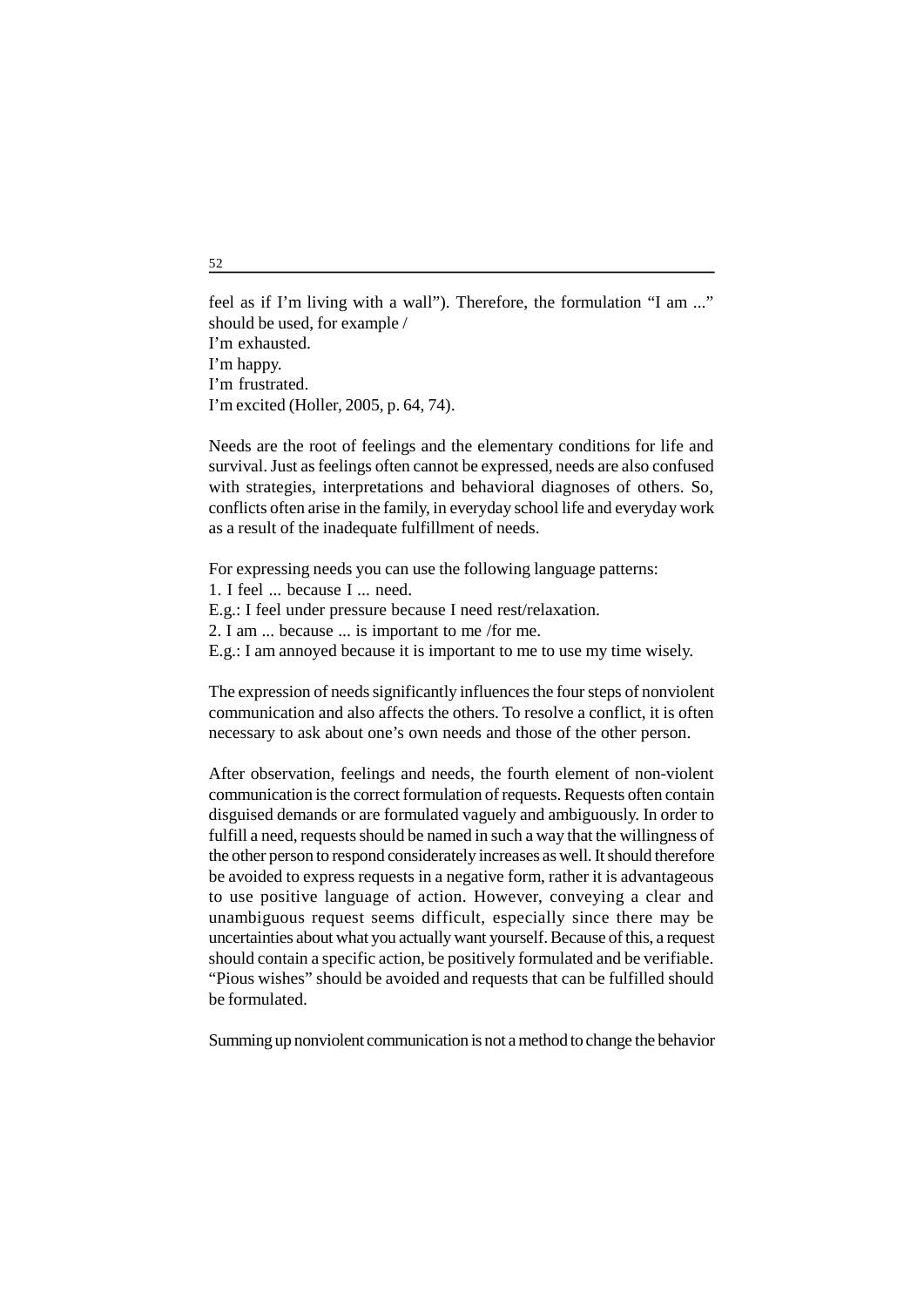feel as if I'm living with a wall"). Therefore, the formulation "I am ..." should be used, for example /
I'm exhausted.
I'm happy.
I'm frustrated.
I'm excited (Holler, 2005, p. 64, 74).

Needs are the root of feelings and the elementary conditions for life and survival. Just as feelings often cannot be expressed, needs are also confused with strategies, interpretations and behavioral diagnoses of others. So, conflicts often arise in the family, in everyday school life and everyday work as a result of the inadequate fulfillment of needs.

For expressing needs you can use the following language patterns:
1. I feel ... because I ... need.
E.g.: I feel under pressure because I need rest/relaxation.
2. I am ... because ... is important to me /for me.
E.g.: I am annoyed because it is important to me to use my time wisely.

The expression of needs significantly influences the four steps of nonviolent communication and also affects the others. To resolve a conflict, it is often necessary to ask about one's own needs and those of the other person.

After observation, feelings and needs, the fourth element of non-violent communication is the correct formulation of requests. Requests often contain disguised demands or are formulated vaguely and ambiguously. In order to fulfill a need, requests should be named in such a way that the willingness of the other person to respond considerately increases as well. It should therefore be avoided to express requests in a negative form, rather it is advantageous to use positive language of action. However, conveying a clear and unambiguous request seems difficult, especially since there may be uncertainties about what you actually want yourself. Because of this, a request should contain a specific action, be positively formulated and be verifiable. "Pious wishes" should be avoided and requests that can be fulfilled should be formulated.

Summing up nonviolent communication is not a method to change the behavior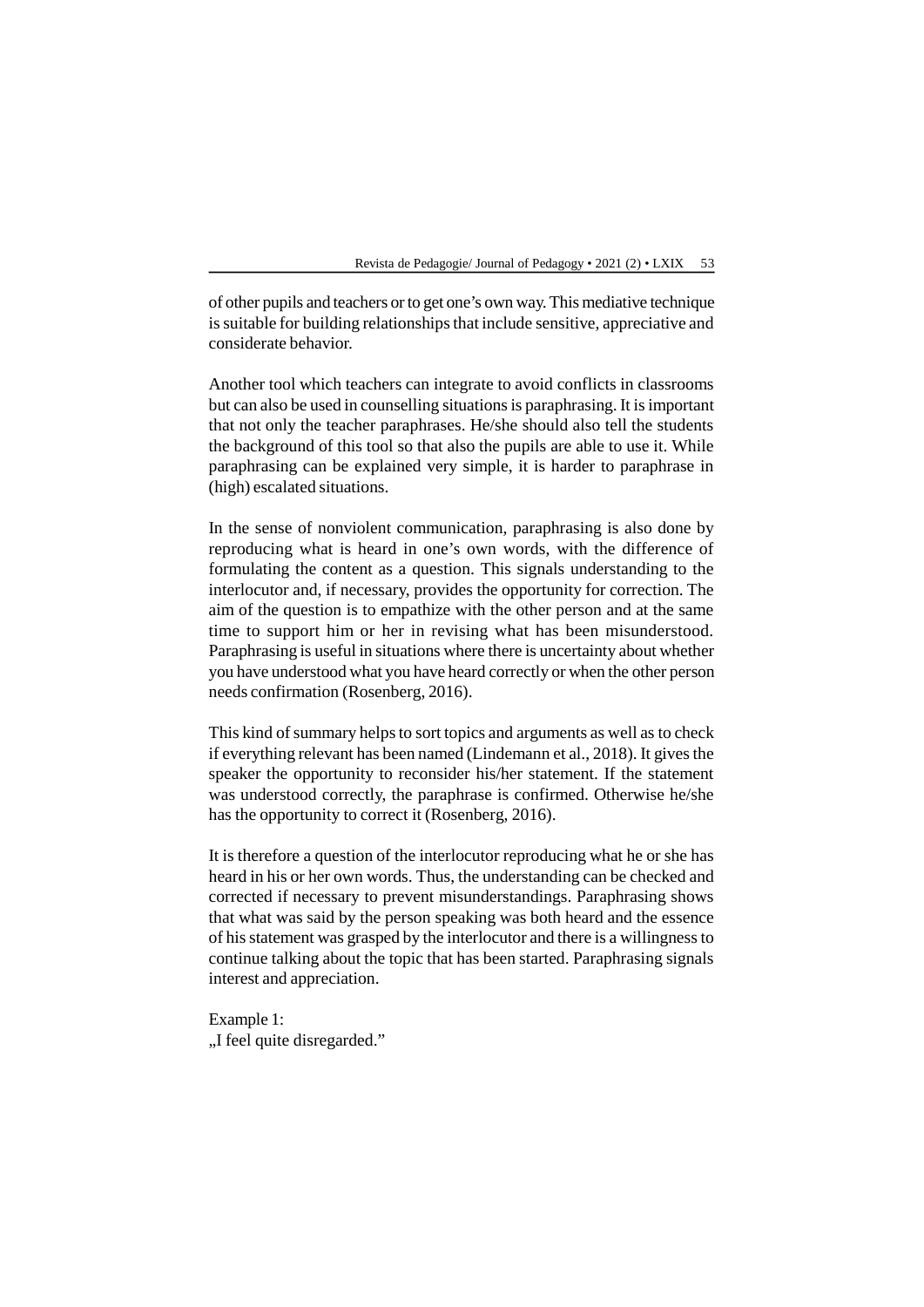of other pupils and teachers or to get one's own way. This mediative technique is suitable for building relationships that include sensitive, appreciative and considerate behavior.

Another tool which teachers can integrate to avoid conflicts in classrooms but can also be used in counselling situations is paraphrasing. It is important that not only the teacher paraphrases. He/she should also tell the students the background of this tool so that also the pupils are able to use it. While paraphrasing can be explained very simple, it is harder to paraphrase in (high) escalated situations.

In the sense of nonviolent communication, paraphrasing is also done by reproducing what is heard in one's own words, with the difference of formulating the content as a question. This signals understanding to the interlocutor and, if necessary, provides the opportunity for correction. The aim of the question is to empathize with the other person and at the same time to support him or her in revising what has been misunderstood. Paraphrasing is useful in situations where there is uncertainty about whether you have understood what you have heard correctly or when the other person needs confirmation (Rosenberg, 2016).

This kind of summary helps to sort topics and arguments as well as to check if everything relevant has been named (Lindemann et al., 2018). It gives the speaker the opportunity to reconsider his/her statement. If the statement was understood correctly, the paraphrase is confirmed. Otherwise he/she has the opportunity to correct it (Rosenberg, 2016).

It is therefore a question of the interlocutor reproducing what he or she has heard in his or her own words. Thus, the understanding can be checked and corrected if necessary to prevent misunderstandings. Paraphrasing shows that what was said by the person speaking was both heard and the essence of his statement was grasped by the interlocutor and there is a willingness to continue talking about the topic that has been started. Paraphrasing signals interest and appreciation.

Example 1:
„I feel quite disregarded."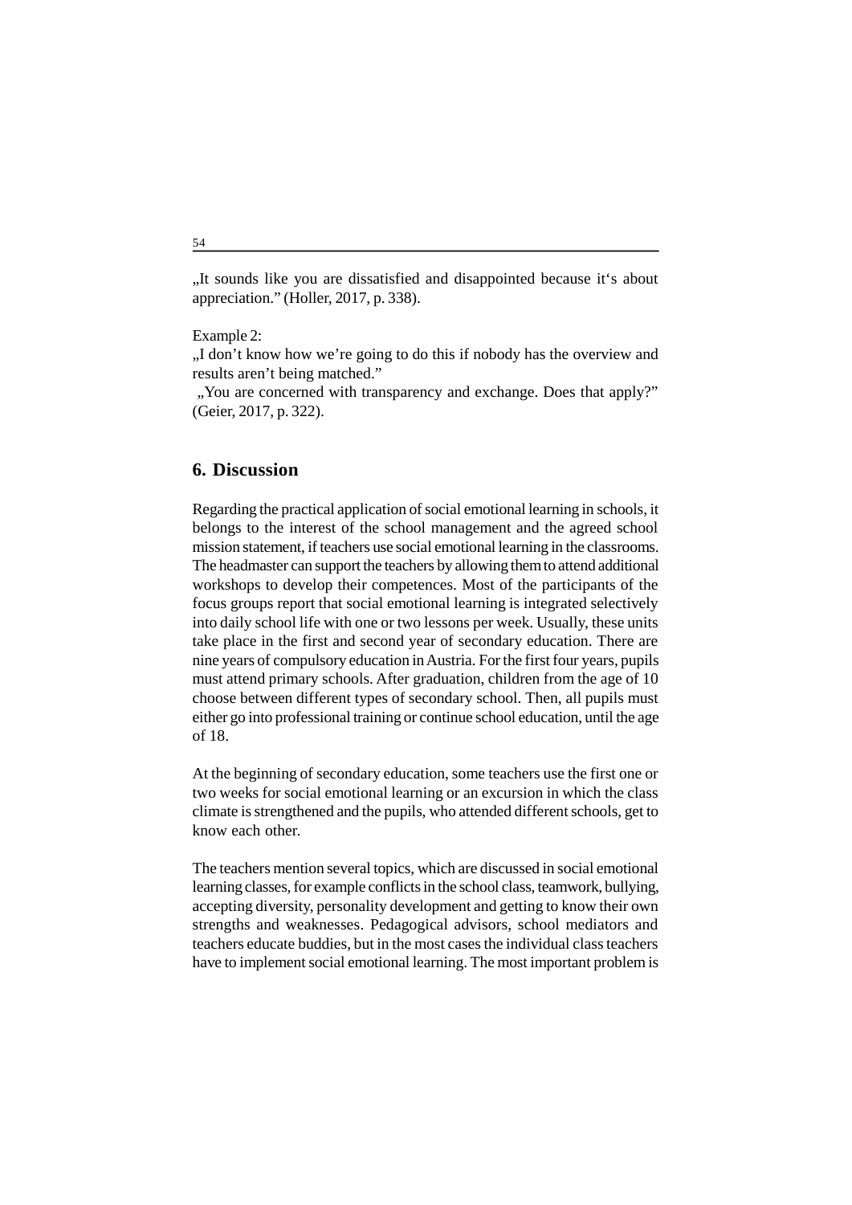„It sounds like you are dissatisfied and disappointed because it's about appreciation." (Holler, 2017, p. 338).

Example 2:
„I don't know how we're going to do this if nobody has the overview and results aren't being matched."
„You are concerned with transparency and exchange. Does that apply?" (Geier, 2017, p. 322).

## 6. Discussion

Regarding the practical application of social emotional learning in schools, it belongs to the interest of the school management and the agreed school mission statement, if teachers use social emotional learning in the classrooms. The headmaster can support the teachers by allowing them to attend additional workshops to develop their competences. Most of the participants of the focus groups report that social emotional learning is integrated selectively into daily school life with one or two lessons per week. Usually, these units take place in the first and second year of secondary education. There are nine years of compulsory education in Austria. For the first four years, pupils must attend primary schools. After graduation, children from the age of 10 choose between different types of secondary school. Then, all pupils must either go into professional training or continue school education, until the age of 18.

At the beginning of secondary education, some teachers use the first one or two weeks for social emotional learning or an excursion in which the class climate is strengthened and the pupils, who attended different schools, get to know each other.

The teachers mention several topics, which are discussed in social emotional learning classes, for example conflicts in the school class, teamwork, bullying, accepting diversity, personality development and getting to know their own strengths and weaknesses. Pedagogical advisors, school mediators and teachers educate buddies, but in the most cases the individual class teachers have to implement social emotional learning. The most important problem is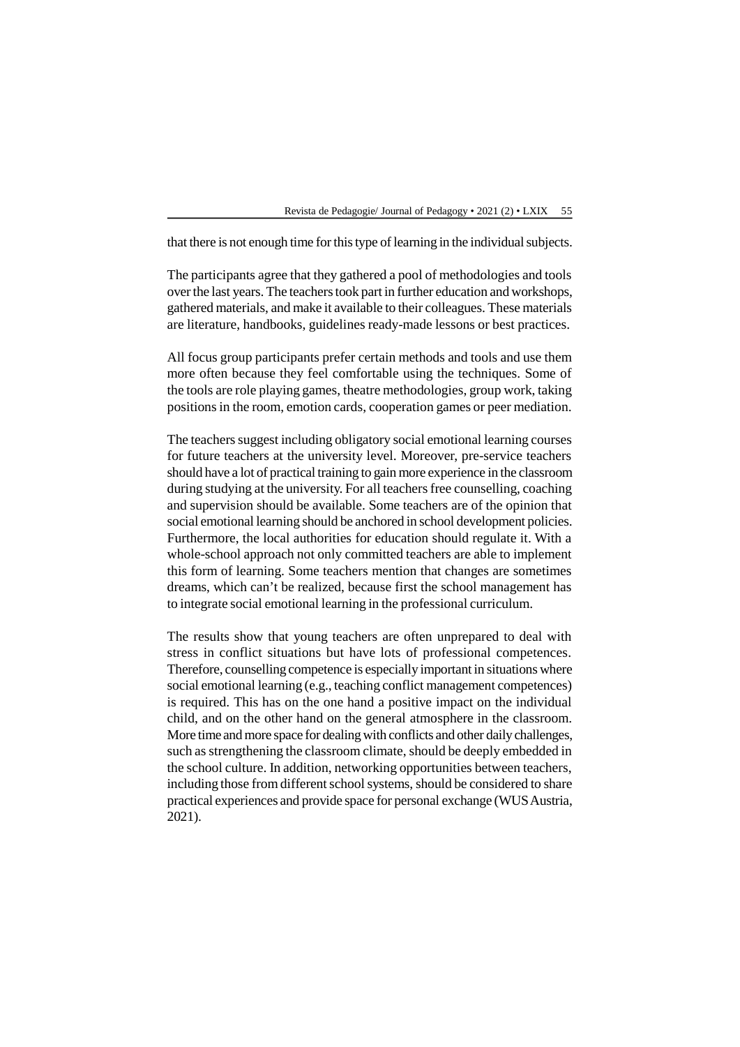that there is not enough time for this type of learning in the individual subjects.

The participants agree that they gathered a pool of methodologies and tools over the last years. The teachers took part in further education and workshops, gathered materials, and make it available to their colleagues. These materials are literature, handbooks, guidelines ready-made lessons or best practices.

All focus group participants prefer certain methods and tools and use them more often because they feel comfortable using the techniques. Some of the tools are role playing games, theatre methodologies, group work, taking positions in the room, emotion cards, cooperation games or peer mediation.

The teachers suggest including obligatory social emotional learning courses for future teachers at the university level. Moreover, pre-service teachers should have a lot of practical training to gain more experience in the classroom during studying at the university. For all teachers free counselling, coaching and supervision should be available. Some teachers are of the opinion that social emotional learning should be anchored in school development policies. Furthermore, the local authorities for education should regulate it. With a whole-school approach not only committed teachers are able to implement this form of learning. Some teachers mention that changes are sometimes dreams, which can't be realized, because first the school management has to integrate social emotional learning in the professional curriculum.

The results show that young teachers are often unprepared to deal with stress in conflict situations but have lots of professional competences. Therefore, counselling competence is especially important in situations where social emotional learning (e.g., teaching conflict management competences) is required. This has on the one hand a positive impact on the individual child, and on the other hand on the general atmosphere in the classroom. More time and more space for dealing with conflicts and other daily challenges, such as strengthening the classroom climate, should be deeply embedded in the school culture. In addition, networking opportunities between teachers, including those from different school systems, should be considered to share practical experiences and provide space for personal exchange (WUS Austria, 2021).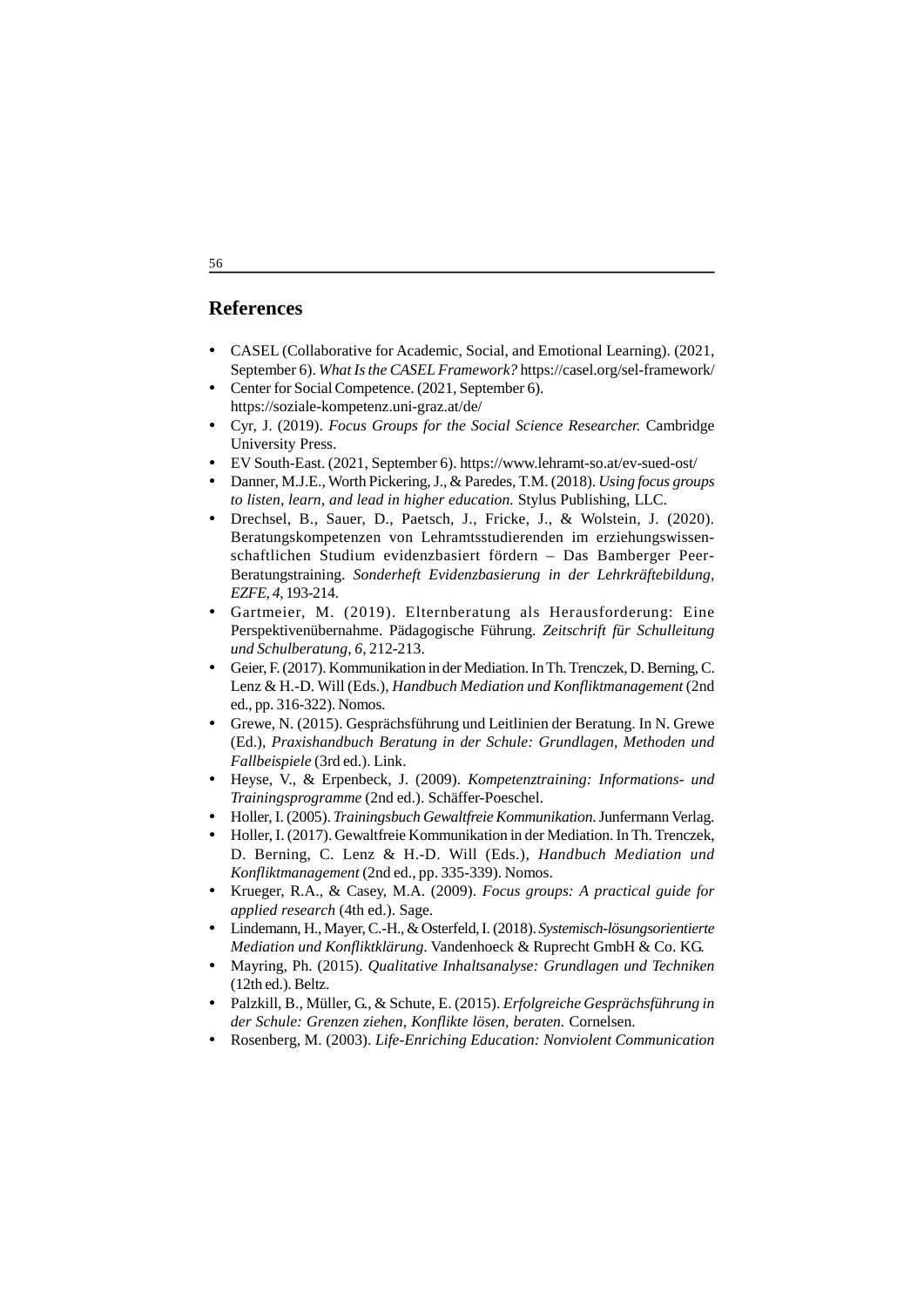## References

- CASEL (Collaborative for Academic, Social, and Emotional Learning). (2021, September 6). *What Is the CASEL Framework?* https://casel.org/sel-framework/
- Center for Social Competence. (2021, September 6). https://soziale-kompetenz.uni-graz.at/de/
- Cyr, J. (2019). *Focus Groups for the Social Science Researcher.* Cambridge University Press.
- EV South-East. (2021, September 6). https://www.lehramt-so.at/ev-sued-ost/
- Danner, M.J.E., Worth Pickering, J., & Paredes, T.M. (2018). *Using focus groups to listen, learn, and lead in higher education.* Stylus Publishing, LLC.
- Drechsel, B., Sauer, D., Paetsch, J., Fricke, J., & Wolstein, J. (2020). Beratungskompetenzen von Lehramtsstudierenden im erziehungswissenschaftlichen Studium evidenzbasiert fördern – Das Bamberger Peer-Beratungstraining. *Sonderheft Evidenzbasierung in der Lehrkräftebildung, EZFE, 4*, 193-214.
- Gartmeier, M. (2019). Elternberatung als Herausforderung: Eine Perspektivenübernahme. Pädagogische Führung. *Zeitschrift für Schulleitung und Schulberatung, 6*, 212-213.
- Geier, F. (2017). Kommunikation in der Mediation. In Th. Trenczek, D. Berning, C. Lenz & H.-D. Will (Eds.), *Handbuch Mediation und Konfliktmanagement* (2nd ed., pp. 316-322). Nomos.
- Grewe, N. (2015). Gesprächsführung und Leitlinien der Beratung. In N. Grewe (Ed.), *Praxishandbuch Beratung in der Schule: Grundlagen, Methoden und Fallbeispiele* (3rd ed.). Link.
- Heyse, V., & Erpenbeck, J. (2009). *Kompetenztraining: Informations- und Trainingsprogramme* (2nd ed.). Schäffer-Poeschel.
- Holler, I. (2005). *Trainingsbuch Gewaltfreie Kommunikation.* Junfermann Verlag.
- Holler, I. (2017). Gewaltfreie Kommunikation in der Mediation. In Th. Trenczek, D. Berning, C. Lenz & H.-D. Will (Eds.), *Handbuch Mediation und Konfliktmanagement* (2nd ed., pp. 335-339). Nomos.
- Krueger, R.A., & Casey, M.A. (2009). *Focus groups: A practical guide for applied research* (4th ed.). Sage.
- Lindemann, H., Mayer, C.-H., & Osterfeld, I. (2018). *Systemisch-lösungsorientierte Mediation und Konfliktklärung.* Vandenhoeck & Ruprecht GmbH & Co. KG.
- Mayring, Ph. (2015). *Qualitative Inhaltsanalyse: Grundlagen und Techniken* (12th ed.). Beltz.
- Palzkill, B., Müller, G., & Schute, E. (2015). *Erfolgreiche Gesprächsführung in der Schule: Grenzen ziehen, Konflikte lösen, beraten.* Cornelsen.
- Rosenberg, M. (2003). *Life-Enriching Education: Nonviolent Communication*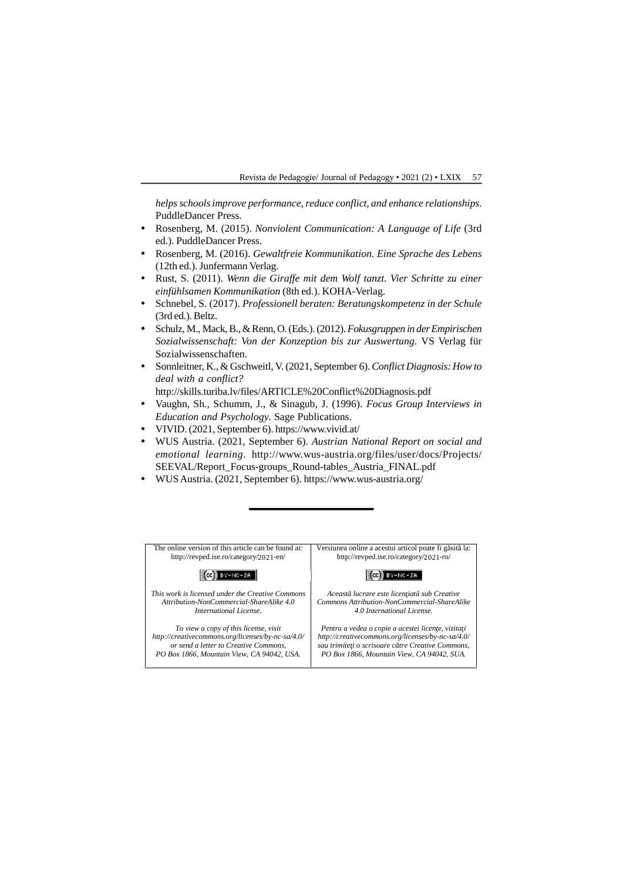*helps schools improve performance, reduce conflict, and enhance relationships*. PuddleDancer Press.

- Rosenberg, M. (2015). *Nonviolent Communication: A Language of Life* (3rd ed.). PuddleDancer Press.
- Rosenberg, M. (2016). *Gewaltfreie Kommunikation. Eine Sprache des Lebens* (12th ed.). Junfermann Verlag.
- Rust, S. (2011). *Wenn die Giraffe mit dem Wolf tanzt. Vier Schritte zu einer einfühlsamen Kommunikation* (8th ed.). KOHA-Verlag.
- Schnebel, S. (2017). *Professionell beraten: Beratungskompetenz in der Schule* (3rd ed.). Beltz.
- Schulz, M., Mack, B., & Renn, O. (Eds.). (2012). *Fokusgruppen in der Empirischen Sozialwissenschaft: Von der Konzeption bis zur Auswertung*. VS Verlag für Sozialwissenschaften.
- Sonnleitner, K., & Gschweitl, V. (2021, September 6). *Conflict Diagnosis: How to deal with a conflict?* http://skills.turiba.lv/files/ARTICLE%20Conflict%20Diagnosis.pdf
- Vaughn, Sh., Schumm, J., & Sinagub, J. (1996). *Focus Group Interviews in Education and Psychology*. Sage Publications.
- VIVID. (2021, September 6). https://www.vivid.at/
- WUS Austria. (2021, September 6). *Austrian National Report on social and emotional learning*. http://www.wus-austria.org/files/user/docs/Projects/SEEVAL/Report_Focus-groups_Round-tables_Austria_FINAL.pdf
- WUS Austria. (2021, September 6). https://www.wus-austria.org/

| | |
|---|---|
| The online version of this article can be found at: http://revped.ise.ro/category/2021-en/ | Versiunea online a acestui articol poate fi găsită la: http://revped.ise.ro/category/2021-ro/ |
| (cc) BY-NC-SA | (cc) BY-NC-SA |
| *This work is licensed under the Creative Commons Attribution-NonCommercial-ShareAlike 4.0 International License.* | *Această lucrare este licenţiată sub Creative Commons Attribution-NonCommercial-ShareAlike 4.0 International License.* |
| *To view a copy of this license, visit http://creativecommons.org/licenses/by-nc-sa/4.0/ or send a letter to Creative Commons, PO Box 1866, Mountain View, CA 94042, USA.* | *Pentru a vedea o copie a acestei licenţe, vizitaţi http://creativecommons.org/licenses/by-nc-sa/4.0/ sau trimiteţi o scrisoare către Creative Commons, PO Box 1866, Mountain View, CA 94042, SUA.* |